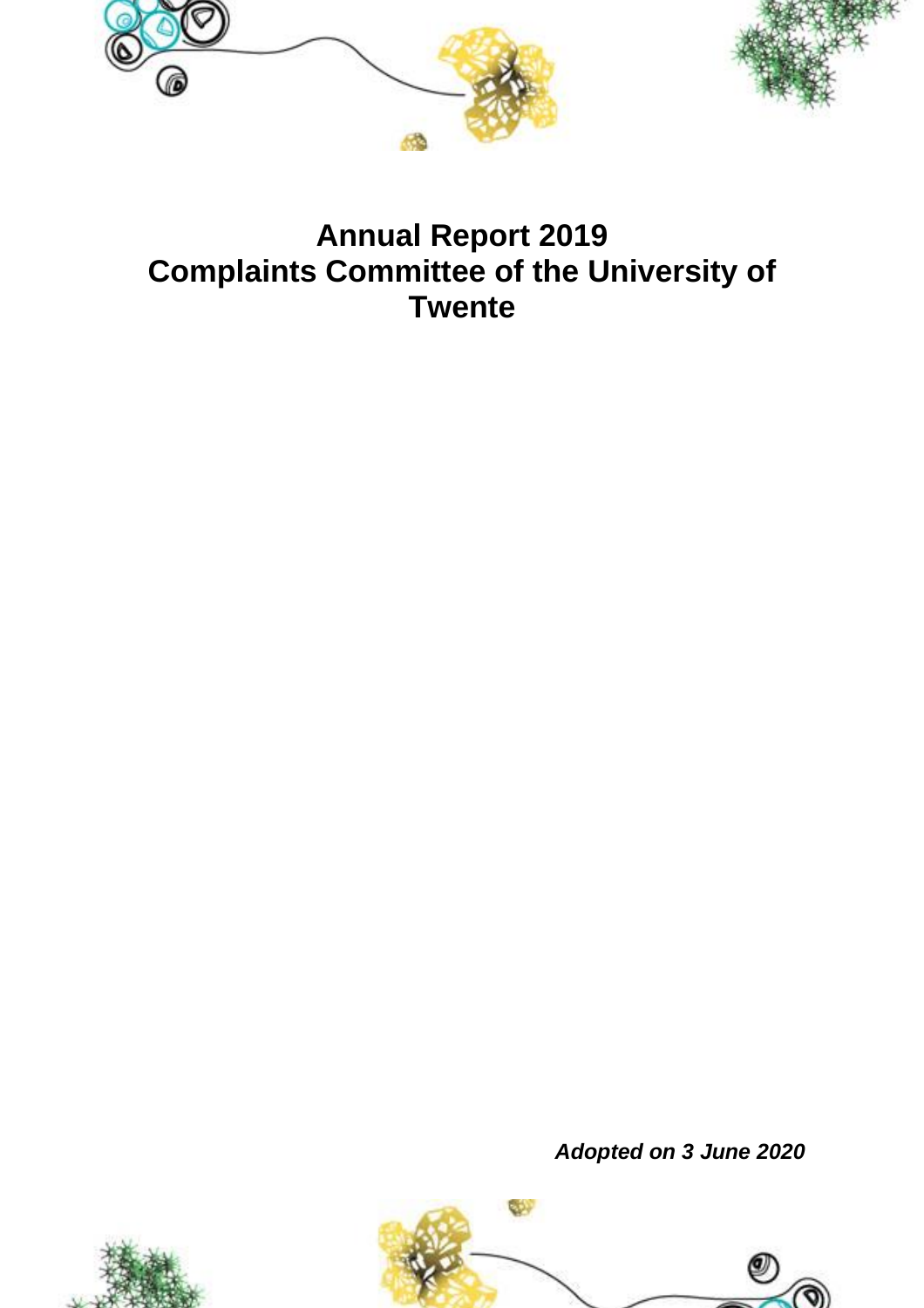# Annual Report 2019
# Complaints Committee of the University of Twente

***Adopted on 3 June 2020***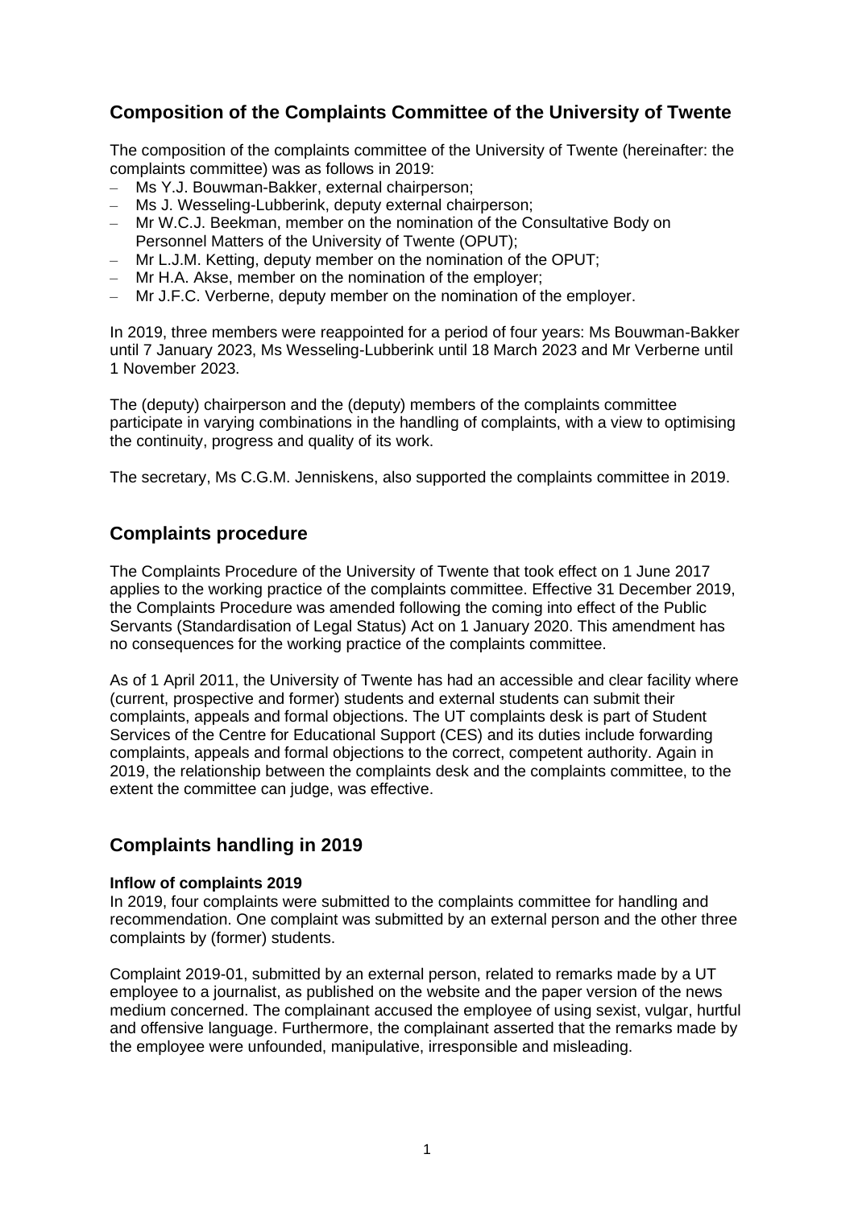## Composition of the Complaints Committee of the University of Twente

The composition of the complaints committee of the University of Twente (hereinafter: the complaints committee) was as follows in 2019:

- Ms Y.J. Bouwman-Bakker, external chairperson;
- Ms J. Wesseling-Lubberink, deputy external chairperson;
- Mr W.C.J. Beekman, member on the nomination of the Consultative Body on Personnel Matters of the University of Twente (OPUT);
- Mr L.J.M. Ketting, deputy member on the nomination of the OPUT;
- Mr H.A. Akse, member on the nomination of the employer;
- Mr J.F.C. Verberne, deputy member on the nomination of the employer.

In 2019, three members were reappointed for a period of four years: Ms Bouwman-Bakker until 7 January 2023, Ms Wesseling-Lubberink until 18 March 2023 and Mr Verberne until 1 November 2023.

The (deputy) chairperson and the (deputy) members of the complaints committee participate in varying combinations in the handling of complaints, with a view to optimising the continuity, progress and quality of its work.

The secretary, Ms C.G.M. Jenniskens, also supported the complaints committee in 2019.

## Complaints procedure

The Complaints Procedure of the University of Twente that took effect on 1 June 2017 applies to the working practice of the complaints committee. Effective 31 December 2019, the Complaints Procedure was amended following the coming into effect of the Public Servants (Standardisation of Legal Status) Act on 1 January 2020. This amendment has no consequences for the working practice of the complaints committee.

As of 1 April 2011, the University of Twente has had an accessible and clear facility where (current, prospective and former) students and external students can submit their complaints, appeals and formal objections. The UT complaints desk is part of Student Services of the Centre for Educational Support (CES) and its duties include forwarding complaints, appeals and formal objections to the correct, competent authority. Again in 2019, the relationship between the complaints desk and the complaints committee, to the extent the committee can judge, was effective.

## Complaints handling in 2019

**Inflow of complaints 2019**

In 2019, four complaints were submitted to the complaints committee for handling and recommendation. One complaint was submitted by an external person and the other three complaints by (former) students.

Complaint 2019-01, submitted by an external person, related to remarks made by a UT employee to a journalist, as published on the website and the paper version of the news medium concerned. The complainant accused the employee of using sexist, vulgar, hurtful and offensive language. Furthermore, the complainant asserted that the remarks made by the employee were unfounded, manipulative, irresponsible and misleading.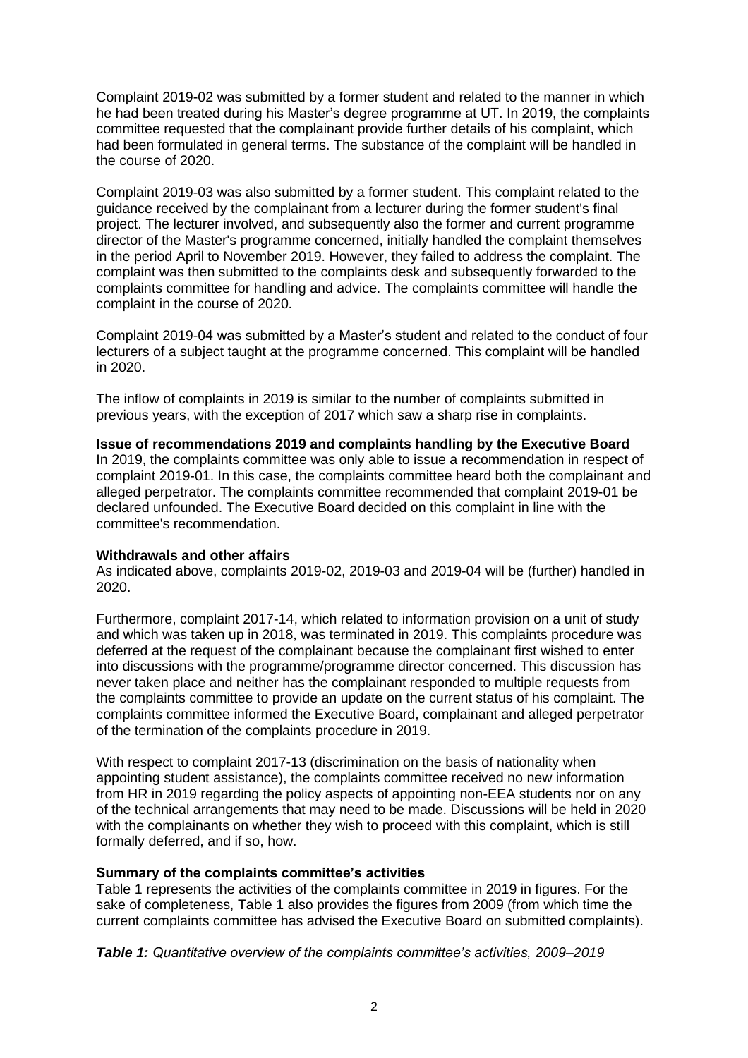Complaint 2019-02 was submitted by a former student and related to the manner in which he had been treated during his Master's degree programme at UT. In 2019, the complaints committee requested that the complainant provide further details of his complaint, which had been formulated in general terms. The substance of the complaint will be handled in the course of 2020.

Complaint 2019-03 was also submitted by a former student. This complaint related to the guidance received by the complainant from a lecturer during the former student's final project. The lecturer involved, and subsequently also the former and current programme director of the Master's programme concerned, initially handled the complaint themselves in the period April to November 2019. However, they failed to address the complaint. The complaint was then submitted to the complaints desk and subsequently forwarded to the complaints committee for handling and advice. The complaints committee will handle the complaint in the course of 2020.

Complaint 2019-04 was submitted by a Master's student and related to the conduct of four lecturers of a subject taught at the programme concerned. This complaint will be handled in 2020.

The inflow of complaints in 2019 is similar to the number of complaints submitted in previous years, with the exception of 2017 which saw a sharp rise in complaints.

**Issue of recommendations 2019 and complaints handling by the Executive Board**
In 2019, the complaints committee was only able to issue a recommendation in respect of complaint 2019-01. In this case, the complaints committee heard both the complainant and alleged perpetrator. The complaints committee recommended that complaint 2019-01 be declared unfounded. The Executive Board decided on this complaint in line with the committee's recommendation.

**Withdrawals and other affairs**
As indicated above, complaints 2019-02, 2019-03 and 2019-04 will be (further) handled in 2020.

Furthermore, complaint 2017-14, which related to information provision on a unit of study and which was taken up in 2018, was terminated in 2019. This complaints procedure was deferred at the request of the complainant because the complainant first wished to enter into discussions with the programme/programme director concerned. This discussion has never taken place and neither has the complainant responded to multiple requests from the complaints committee to provide an update on the current status of his complaint. The complaints committee informed the Executive Board, complainant and alleged perpetrator of the termination of the complaints procedure in 2019.

With respect to complaint 2017-13 (discrimination on the basis of nationality when appointing student assistance), the complaints committee received no new information from HR in 2019 regarding the policy aspects of appointing non-EEA students nor on any of the technical arrangements that may need to be made. Discussions will be held in 2020 with the complainants on whether they wish to proceed with this complaint, which is still formally deferred, and if so, how.

**Summary of the complaints committee's activities**
Table 1 represents the activities of the complaints committee in 2019 in figures. For the sake of completeness, Table 1 also provides the figures from 2009 (from which time the current complaints committee has advised the Executive Board on submitted complaints).

***Table 1:*** *Quantitative overview of the complaints committee's activities, 2009–2019*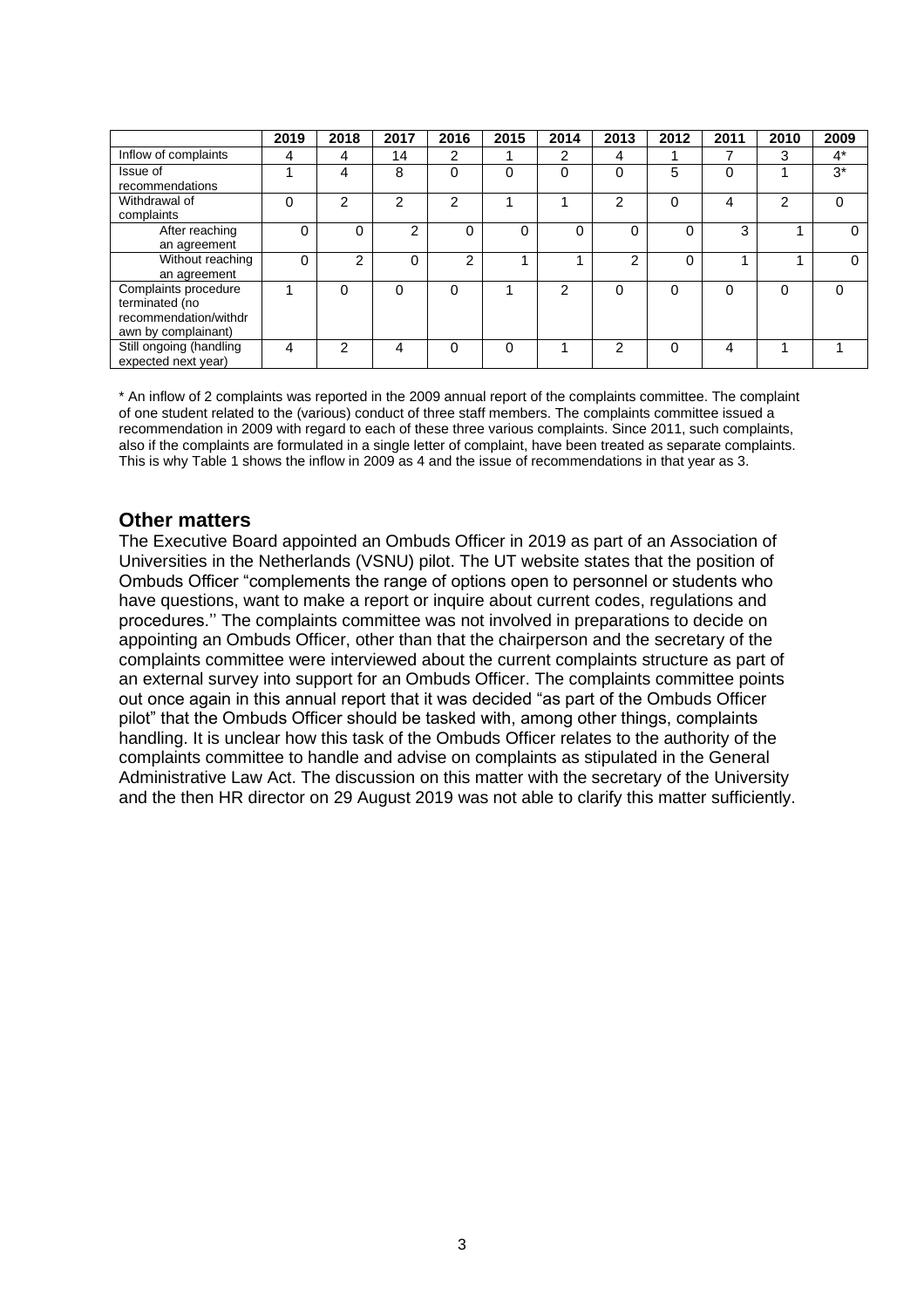| | 2019 | 2018 | 2017 | 2016 | 2015 | 2014 | 2013 | 2012 | 2011 | 2010 | 2009 |
|---|---|---|---|---|---|---|---|---|---|---|---|
| Inflow of complaints | 4 | 4 | 14 | 2 | 1 | 2 | 4 | 1 | 7 | 3 | 4* |
| Issue of recommendations | 1 | 4 | 8 | 0 | 0 | 0 | 0 | 5 | 0 | 1 | 3* |
| Withdrawal of complaints | 0 | 2 | 2 | 2 | 1 | 1 | 2 | 0 | 4 | 2 | 0 |
| After reaching an agreement | 0 | 0 | 2 | 0 | 0 | 0 | 0 | 0 | 3 | 1 | 0 |
| Without reaching an agreement | 0 | 2 | 0 | 2 | 1 | 1 | 2 | 0 | 1 | 1 | 0 |
| Complaints procedure terminated (no recommendation/withdrawn by complainant) | 1 | 0 | 0 | 0 | 1 | 2 | 0 | 0 | 0 | 0 | 0 |
| Still ongoing (handling expected next year) | 4 | 2 | 4 | 0 | 0 | 1 | 2 | 0 | 4 | 1 | 1 |

* An inflow of 2 complaints was reported in the 2009 annual report of the complaints committee. The complaint of one student related to the (various) conduct of three staff members. The complaints committee issued a recommendation in 2009 with regard to each of these three various complaints. Since 2011, such complaints, also if the complaints are formulated in a single letter of complaint, have been treated as separate complaints. This is why Table 1 shows the inflow in 2009 as 4 and the issue of recommendations in that year as 3.

## Other matters

The Executive Board appointed an Ombuds Officer in 2019 as part of an Association of Universities in the Netherlands (VSNU) pilot. The UT website states that the position of Ombuds Officer "complements the range of options open to personnel or students who have questions, want to make a report or inquire about current codes, regulations and procedures.'' The complaints committee was not involved in preparations to decide on appointing an Ombuds Officer, other than that the chairperson and the secretary of the complaints committee were interviewed about the current complaints structure as part of an external survey into support for an Ombuds Officer. The complaints committee points out once again in this annual report that it was decided "as part of the Ombuds Officer pilot" that the Ombuds Officer should be tasked with, among other things, complaints handling. It is unclear how this task of the Ombuds Officer relates to the authority of the complaints committee to handle and advise on complaints as stipulated in the General Administrative Law Act. The discussion on this matter with the secretary of the University and the then HR director on 29 August 2019 was not able to clarify this matter sufficiently.